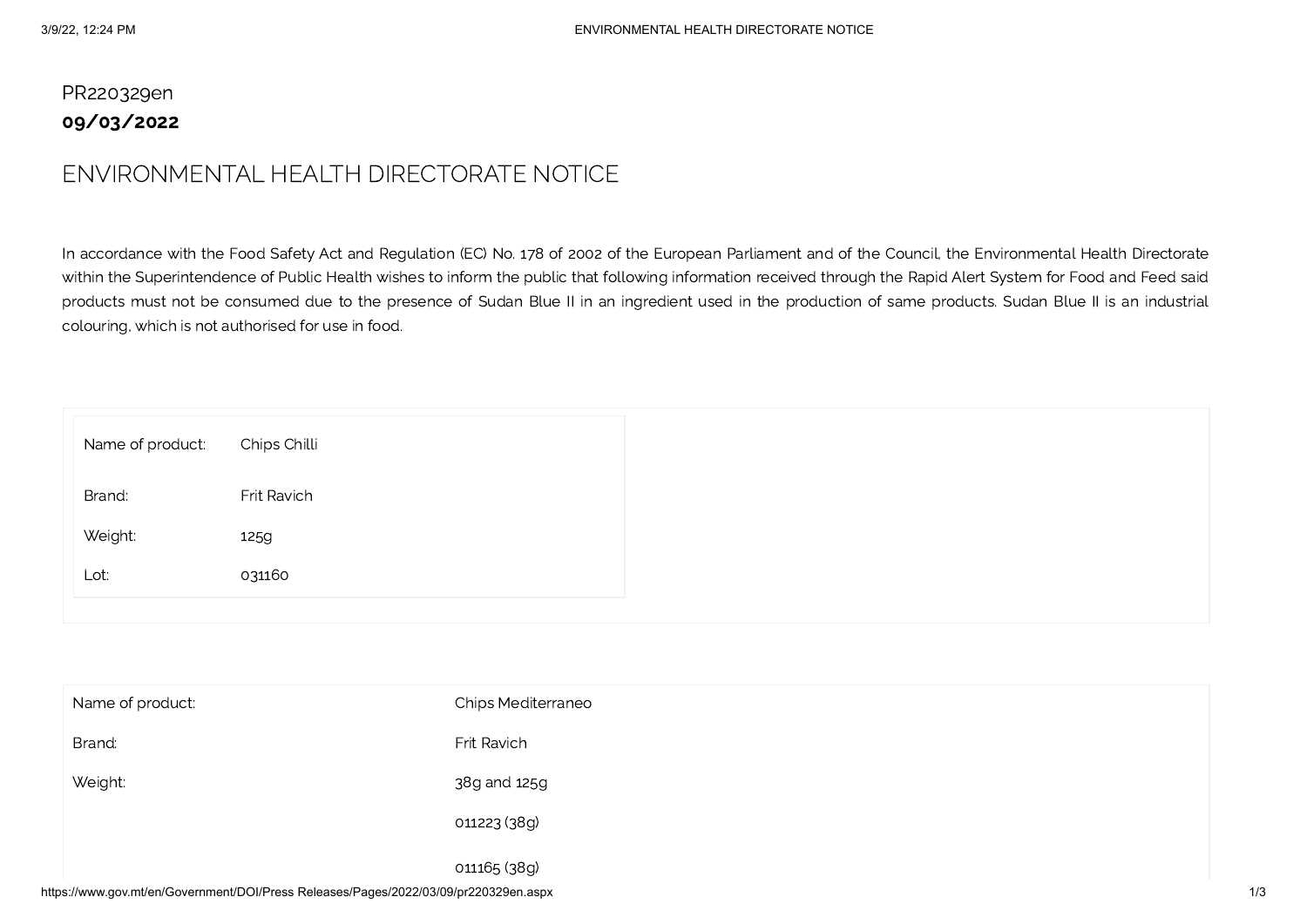PR220329en

**09/03/2022**

# ENVIRONMENTAL HEALTH DIRECTORATE NOTICE

In accordance with the Food Safety Act and Regulation (EC) No. 178 of 2002 of the European Parliament and of the Council, the Environmental Health Directorate within the Superintendence of Public Health wishes to inform the public that following information received through the Rapid Alert System for Food and Feed said products must not be consumed due to the presence of Sudan Blue II in an ingredient used in the production of same products. Sudan Blue II is an industrial colouring, which is not authorised for use in food.

| Name of product: | Chips Chilli |
|---|---|
| Brand: | Frit Ravich |
| Weight: | 125g |
| Lot: | 031160 |

| Name of product: | Chips Mediterraneo |
|---|---|
| Brand: | Frit Ravich |
| Weight: | 38g and 125g |
| | 011223 (38g) |
| | 011165 (38g) |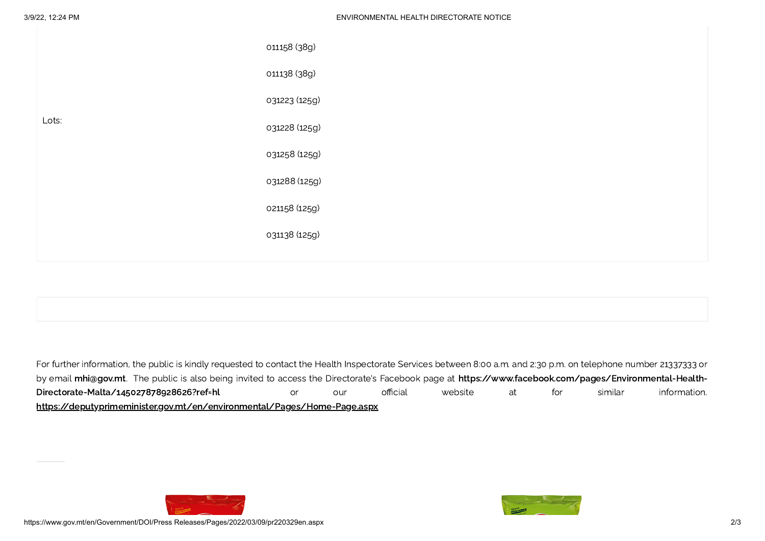| | |
|---|---|
| Lots: | 011158 (38g)<br>011138 (38g)<br>031223 (125g)<br>031228 (125g)<br>031258 (125g)<br>031288 (125g)<br>021158 (125g)<br>031138 (125g) |

For further information, the public is kindly requested to contact the Health Inspectorate Services between 8:00 a.m. and 2:30 p.m. on telephone number 21337333 or by email **mhi@gov.mt**. The public is also being invited to access the Directorate's Facebook page at **https://www.facebook.com/pages/Environmental-Health-Directorate-Malta/145027878928626?ref=hl** or our official website at for similar information. **https://deputyprimeminister.gov.mt/en/environmental/Pages/Home-Page.aspx**